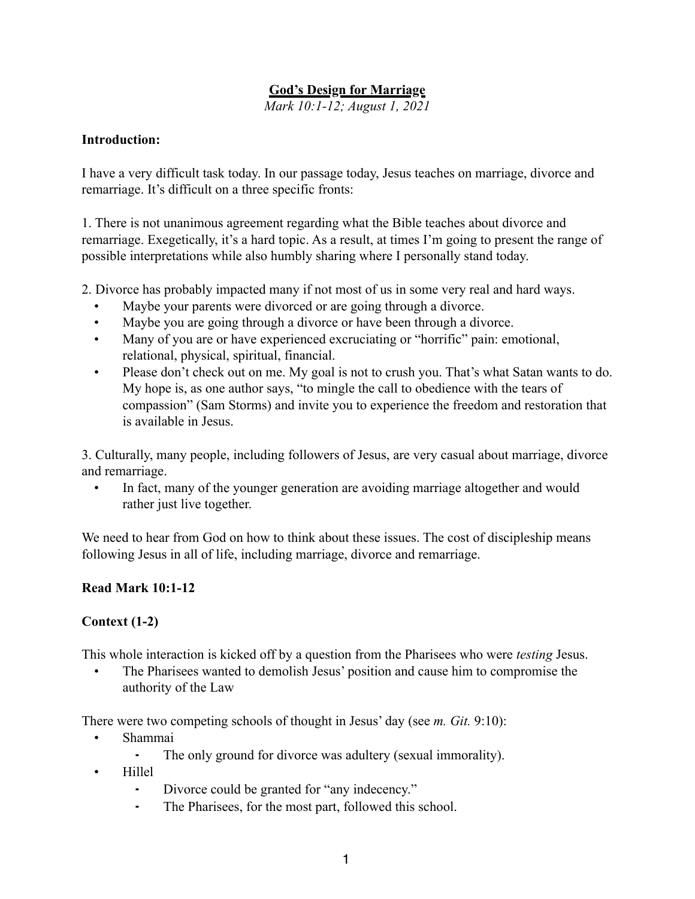# God's Design for Marriage

*Mark 10:1-12; August 1, 2021*

**Introduction:**

I have a very difficult task today. In our passage today, Jesus teaches on marriage, divorce and remarriage. It's difficult on a three specific fronts:

1. There is not unanimous agreement regarding what the Bible teaches about divorce and remarriage. Exegetically, it's a hard topic. As a result, at times I'm going to present the range of possible interpretations while also humbly sharing where I personally stand today.

2. Divorce has probably impacted many if not most of us in some very real and hard ways.
   - Maybe your parents were divorced or are going through a divorce.
   - Maybe you are going through a divorce or have been through a divorce.
   - Many of you are or have experienced excruciating or "horrific" pain: emotional, relational, physical, spiritual, financial.
   - Please don't check out on me. My goal is not to crush you. That's what Satan wants to do. My hope is, as one author says, "to mingle the call to obedience with the tears of compassion" (Sam Storms) and invite you to experience the freedom and restoration that is available in Jesus.

3. Culturally, many people, including followers of Jesus, are very casual about marriage, divorce and remarriage.
   - In fact, many of the younger generation are avoiding marriage altogether and would rather just live together.

We need to hear from God on how to think about these issues. The cost of discipleship means following Jesus in all of life, including marriage, divorce and remarriage.

**Read Mark 10:1-12**

**Context (1-2)**

This whole interaction is kicked off by a question from the Pharisees who were *testing* Jesus.
- The Pharisees wanted to demolish Jesus' position and cause him to compromise the authority of the Law

There were two competing schools of thought in Jesus' day (see *m. Git.* 9:10):
- Shammai
  - The only ground for divorce was adultery (sexual immorality).
- Hillel
  - Divorce could be granted for "any indecency."
  - The Pharisees, for the most part, followed this school.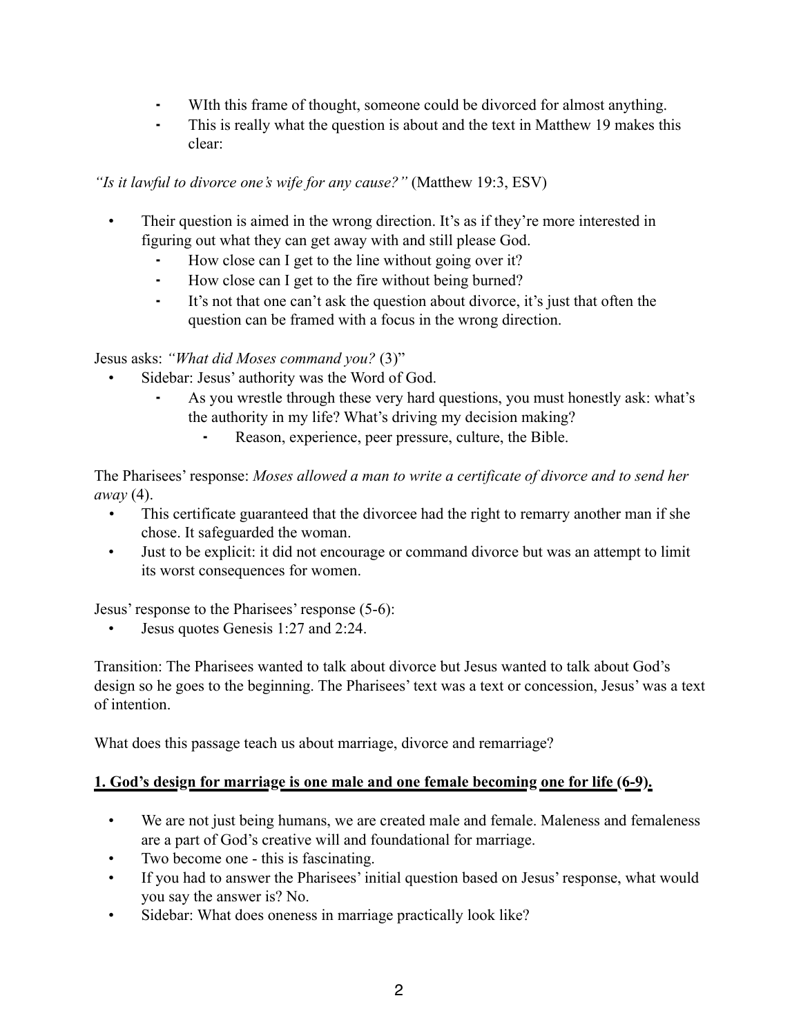- WIth this frame of thought, someone could be divorced for almost anything.
    - This is really what the question is about and the text in Matthew 19 makes this clear:

*"Is it lawful to divorce one's wife for any cause?"* (Matthew 19:3, ESV)

- Their question is aimed in the wrong direction. It's as if they're more interested in figuring out what they can get away with and still please God.
    - How close can I get to the line without going over it?
    - How close can I get to the fire without being burned?
    - It's not that one can't ask the question about divorce, it's just that often the question can be framed with a focus in the wrong direction.

Jesus asks: *"What did Moses command you?* (3)"

- Sidebar: Jesus' authority was the Word of God.
    - As you wrestle through these very hard questions, you must honestly ask: what's the authority in my life? What's driving my decision making?
        - Reason, experience, peer pressure, culture, the Bible.

The Pharisees' response: *Moses allowed a man to write a certificate of divorce and to send her away* (4).

- This certificate guaranteed that the divorcee had the right to remarry another man if she chose. It safeguarded the woman.
- Just to be explicit: it did not encourage or command divorce but was an attempt to limit its worst consequences for women.

Jesus' response to the Pharisees' response (5-6):

- Jesus quotes Genesis 1:27 and 2:24.

Transition: The Pharisees wanted to talk about divorce but Jesus wanted to talk about God's design so he goes to the beginning. The Pharisees' text was a text or concession, Jesus' was a text of intention.

What does this passage teach us about marriage, divorce and remarriage?

**<u>1. God's design for marriage is one male and one female becoming one for life (6-9).</u>**

- We are not just being humans, we are created male and female. Maleness and femaleness are a part of God's creative will and foundational for marriage.
- Two become one - this is fascinating.
- If you had to answer the Pharisees' initial question based on Jesus' response, what would you say the answer is? No.
- Sidebar: What does oneness in marriage practically look like?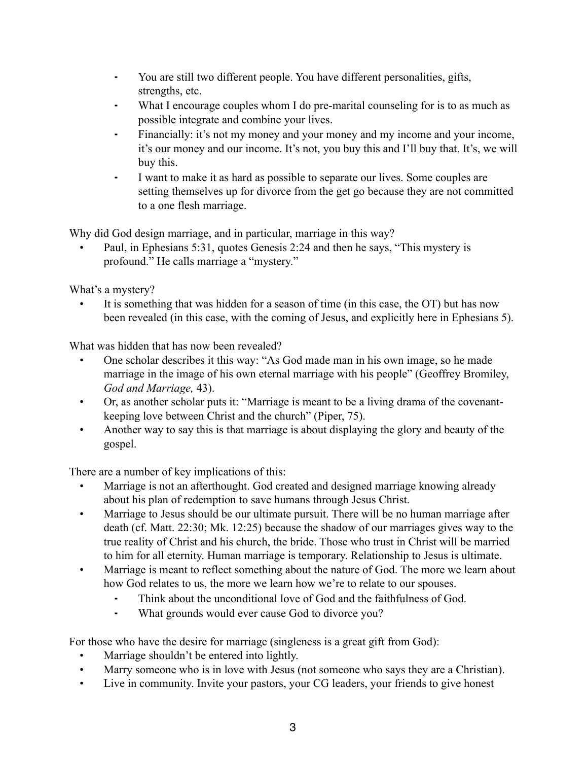- You are still two different people. You have different personalities, gifts, strengths, etc.
- What I encourage couples whom I do pre-marital counseling for is to as much as possible integrate and combine your lives.
- Financially: it's not my money and your money and my income and your income, it's our money and our income. It's not, you buy this and I'll buy that. It's, we will buy this.
- I want to make it as hard as possible to separate our lives. Some couples are setting themselves up for divorce from the get go because they are not committed to a one flesh marriage.

Why did God design marriage, and in particular, marriage in this way?

- Paul, in Ephesians 5:31, quotes Genesis 2:24 and then he says, "This mystery is profound." He calls marriage a "mystery."

What's a mystery?

- It is something that was hidden for a season of time (in this case, the OT) but has now been revealed (in this case, with the coming of Jesus, and explicitly here in Ephesians 5).

What was hidden that has now been revealed?

- One scholar describes it this way: "As God made man in his own image, so he made marriage in the image of his own eternal marriage with his people" (Geoffrey Bromiley, *God and Marriage,* 43).
- Or, as another scholar puts it: "Marriage is meant to be a living drama of the covenant-keeping love between Christ and the church" (Piper, 75).
- Another way to say this is that marriage is about displaying the glory and beauty of the gospel.

There are a number of key implications of this:

- Marriage is not an afterthought. God created and designed marriage knowing already about his plan of redemption to save humans through Jesus Christ.
- Marriage to Jesus should be our ultimate pursuit. There will be no human marriage after death (cf. Matt. 22:30; Mk. 12:25) because the shadow of our marriages gives way to the true reality of Christ and his church, the bride. Those who trust in Christ will be married to him for all eternity. Human marriage is temporary. Relationship to Jesus is ultimate.
- Marriage is meant to reflect something about the nature of God. The more we learn about how God relates to us, the more we learn how we're to relate to our spouses.
  - Think about the unconditional love of God and the faithfulness of God.
  - What grounds would ever cause God to divorce you?

For those who have the desire for marriage (singleness is a great gift from God):

- Marriage shouldn't be entered into lightly.
- Marry someone who is in love with Jesus (not someone who says they are a Christian).
- Live in community. Invite your pastors, your CG leaders, your friends to give honest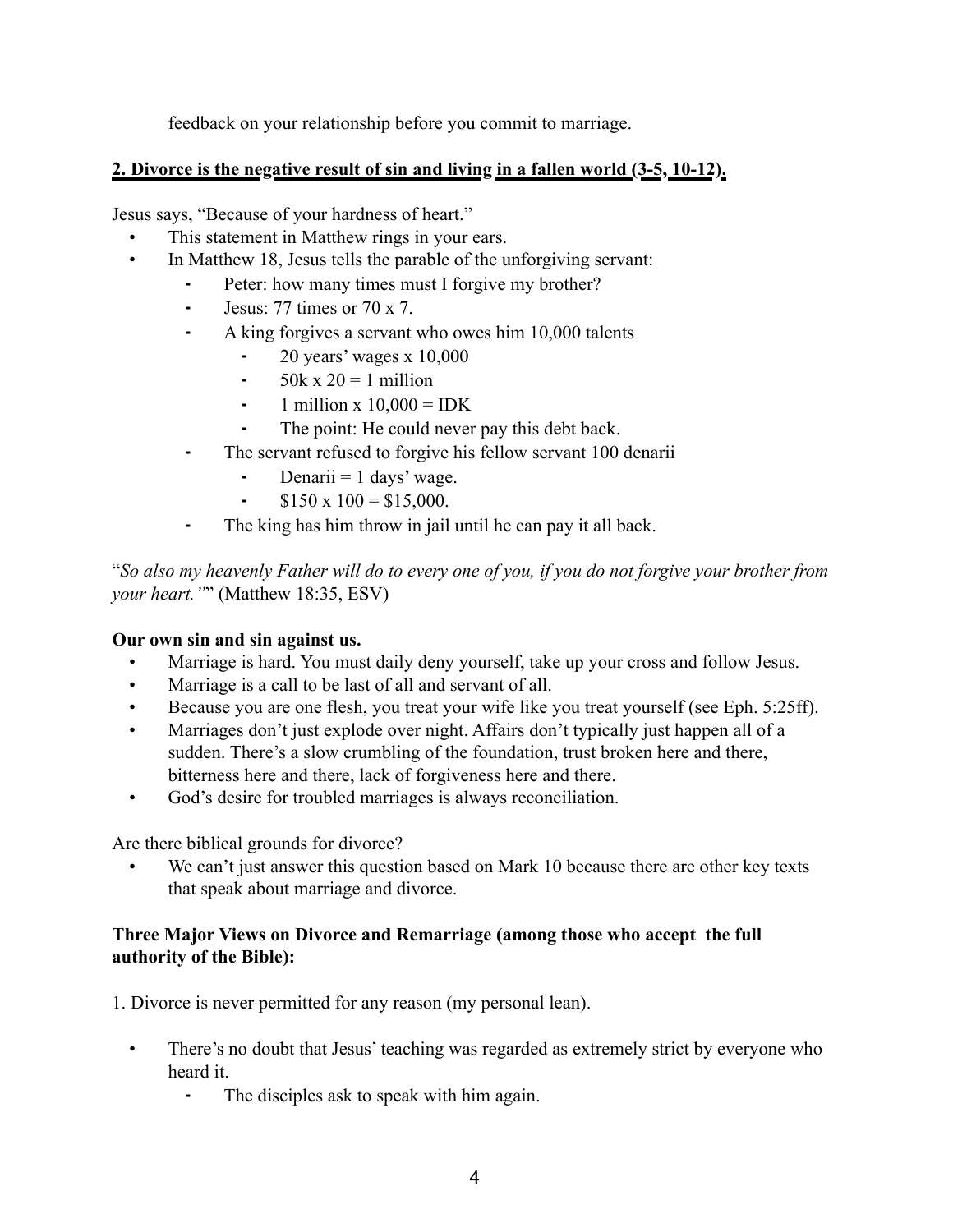feedback on your relationship before you commit to marriage.

**2. Divorce is the negative result of sin and living in a fallen world (3-5, 10-12).**

Jesus says, "Because of your hardness of heart."

- This statement in Matthew rings in your ears.
- In Matthew 18, Jesus tells the parable of the unforgiving servant:
  - Peter: how many times must I forgive my brother?
  - Jesus: 77 times or 70 x 7.
  - A king forgives a servant who owes him 10,000 talents
    - 20 years' wages x 10,000
    - 50k x 20 = 1 million
    - 1 million x 10,000 = IDK
    - The point: He could never pay this debt back.
  - The servant refused to forgive his fellow servant 100 denarii
    - Denarii = 1 days' wage.
    - $150 x 100 = $15,000.
  - The king has him throw in jail until he can pay it all back.

"*So also my heavenly Father will do to every one of you, if you do not forgive your brother from your heart.'*" (Matthew 18:35, ESV)

**Our own sin and sin against us.**

- Marriage is hard. You must daily deny yourself, take up your cross and follow Jesus.
- Marriage is a call to be last of all and servant of all.
- Because you are one flesh, you treat your wife like you treat yourself (see Eph. 5:25ff).
- Marriages don't just explode over night. Affairs don't typically just happen all of a sudden. There's a slow crumbling of the foundation, trust broken here and there, bitterness here and there, lack of forgiveness here and there.
- God's desire for troubled marriages is always reconciliation.

Are there biblical grounds for divorce?

- We can't just answer this question based on Mark 10 because there are other key texts that speak about marriage and divorce.

**Three Major Views on Divorce and Remarriage (among those who accept the full authority of the Bible):**

1. Divorce is never permitted for any reason (my personal lean).

- There's no doubt that Jesus' teaching was regarded as extremely strict by everyone who heard it.
  - The disciples ask to speak with him again.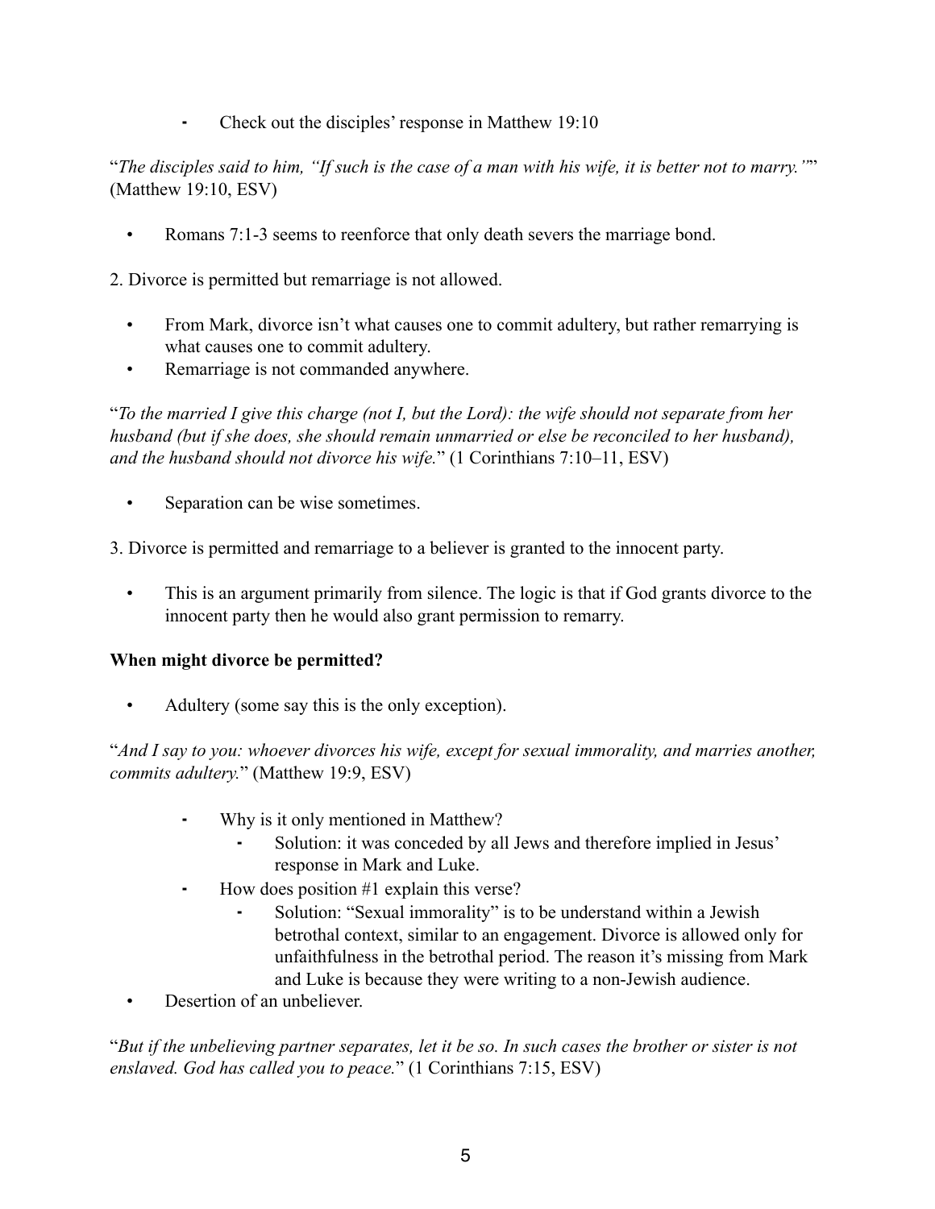- Check out the disciples' response in Matthew 19:10

"*The disciples said to him, "If such is the case of a man with his wife, it is better not to marry.""* (Matthew 19:10, ESV)

- Romans 7:1-3 seems to reenforce that only death severs the marriage bond.

2. Divorce is permitted but remarriage is not allowed.

- From Mark, divorce isn't what causes one to commit adultery, but rather remarrying is what causes one to commit adultery.
- Remarriage is not commanded anywhere.

"*To the married I give this charge (not I, but the Lord): the wife should not separate from her husband (but if she does, she should remain unmarried or else be reconciled to her husband), and the husband should not divorce his wife.*" (1 Corinthians 7:10–11, ESV)

- Separation can be wise sometimes.

3. Divorce is permitted and remarriage to a believer is granted to the innocent party.

- This is an argument primarily from silence. The logic is that if God grants divorce to the innocent party then he would also grant permission to remarry.

**When might divorce be permitted?**

- Adultery (some say this is the only exception).

"*And I say to you: whoever divorces his wife, except for sexual immorality, and marries another, commits adultery.*" (Matthew 19:9, ESV)

  - Why is it only mentioned in Matthew?
    - Solution: it was conceded by all Jews and therefore implied in Jesus' response in Mark and Luke.
  - How does position #1 explain this verse?
    - Solution: "Sexual immorality" is to be understand within a Jewish betrothal context, similar to an engagement. Divorce is allowed only for unfaithfulness in the betrothal period. The reason it's missing from Mark and Luke is because they were writing to a non-Jewish audience.
- Desertion of an unbeliever.

"*But if the unbelieving partner separates, let it be so. In such cases the brother or sister is not enslaved. God has called you to peace.*" (1 Corinthians 7:15, ESV)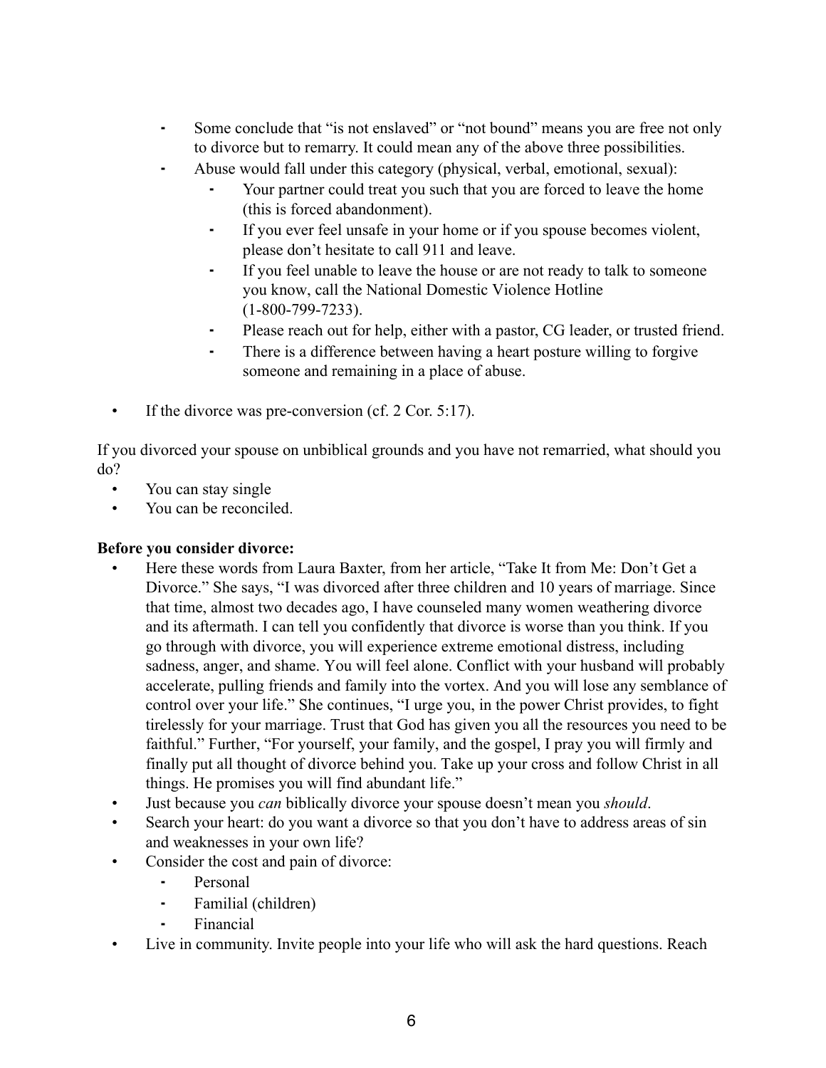- Some conclude that "is not enslaved" or "not bound" means you are free not only to divorce but to remarry. It could mean any of the above three possibilities.
    - Abuse would fall under this category (physical, verbal, emotional, sexual):
        - Your partner could treat you such that you are forced to leave the home (this is forced abandonment).
        - If you ever feel unsafe in your home or if you spouse becomes violent, please don't hesitate to call 911 and leave.
        - If you feel unable to leave the house or are not ready to talk to someone you know, call the National Domestic Violence Hotline (1-800-799-7233).
        - Please reach out for help, either with a pastor, CG leader, or trusted friend.
        - There is a difference between having a heart posture willing to forgive someone and remaining in a place of abuse.

- If the divorce was pre-conversion (cf. 2 Cor. 5:17).

If you divorced your spouse on unbiblical grounds and you have not remarried, what should you do?

- You can stay single
- You can be reconciled.

**Before you consider divorce:**

- Here these words from Laura Baxter, from her article, "Take It from Me: Don't Get a Divorce." She says, "I was divorced after three children and 10 years of marriage. Since that time, almost two decades ago, I have counseled many women weathering divorce and its aftermath. I can tell you confidently that divorce is worse than you think. If you go through with divorce, you will experience extreme emotional distress, including sadness, anger, and shame. You will feel alone. Conflict with your husband will probably accelerate, pulling friends and family into the vortex. And you will lose any semblance of control over your life." She continues, "I urge you, in the power Christ provides, to fight tirelessly for your marriage. Trust that God has given you all the resources you need to be faithful." Further, "For yourself, your family, and the gospel, I pray you will firmly and finally put all thought of divorce behind you. Take up your cross and follow Christ in all things. He promises you will find abundant life."
- Just because you *can* biblically divorce your spouse doesn't mean you *should*.
- Search your heart: do you want a divorce so that you don't have to address areas of sin and weaknesses in your own life?
- Consider the cost and pain of divorce:
    - Personal
    - Familial (children)
    - Financial
- Live in community. Invite people into your life who will ask the hard questions. Reach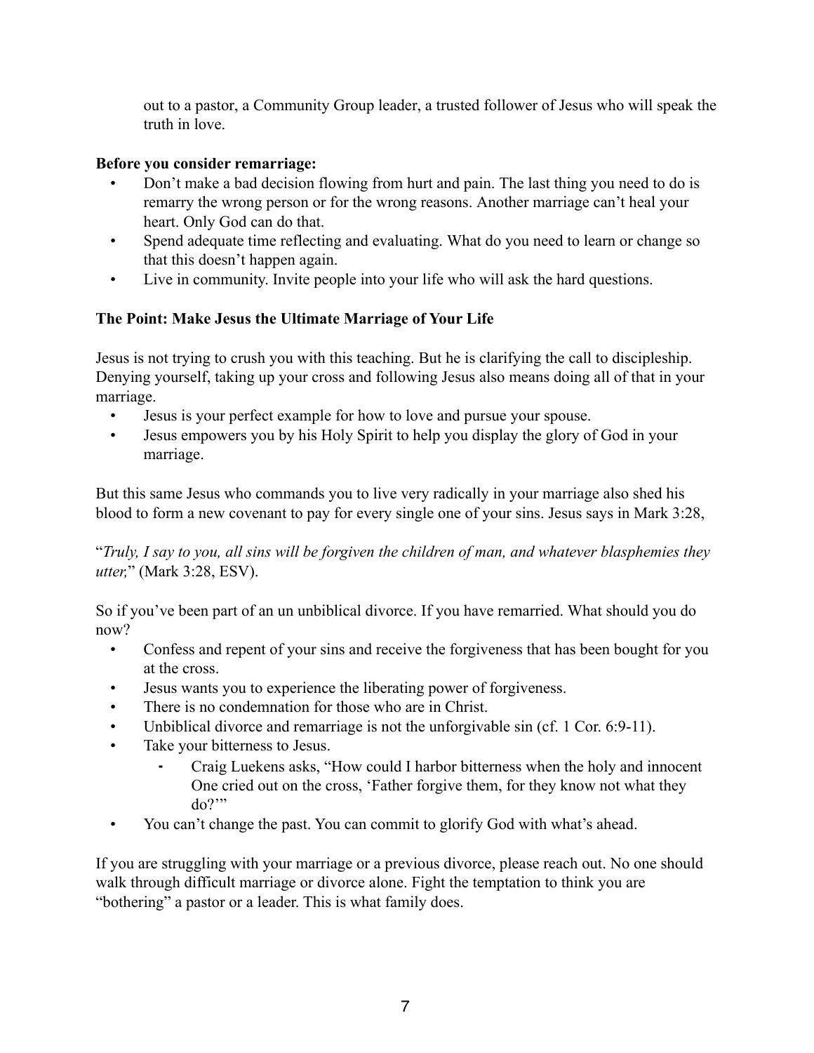out to a pastor, a Community Group leader, a trusted follower of Jesus who will speak the truth in love.

**Before you consider remarriage:**

- Don't make a bad decision flowing from hurt and pain. The last thing you need to do is remarry the wrong person or for the wrong reasons. Another marriage can't heal your heart. Only God can do that.
- Spend adequate time reflecting and evaluating. What do you need to learn or change so that this doesn't happen again.
- Live in community. Invite people into your life who will ask the hard questions.

**The Point: Make Jesus the Ultimate Marriage of Your Life**

Jesus is not trying to crush you with this teaching. But he is clarifying the call to discipleship. Denying yourself, taking up your cross and following Jesus also means doing all of that in your marriage.

- Jesus is your perfect example for how to love and pursue your spouse.
- Jesus empowers you by his Holy Spirit to help you display the glory of God in your marriage.

But this same Jesus who commands you to live very radically in your marriage also shed his blood to form a new covenant to pay for every single one of your sins. Jesus says in Mark 3:28,

"*Truly, I say to you, all sins will be forgiven the children of man, and whatever blasphemies they utter,*" (Mark 3:28, ESV).

So if you've been part of an un unbiblical divorce. If you have remarried. What should you do now?

- Confess and repent of your sins and receive the forgiveness that has been bought for you at the cross.
- Jesus wants you to experience the liberating power of forgiveness.
- There is no condemnation for those who are in Christ.
- Unbiblical divorce and remarriage is not the unforgivable sin (cf. 1 Cor. 6:9-11).
- Take your bitterness to Jesus.
    - Craig Luekens asks, "How could I harbor bitterness when the holy and innocent One cried out on the cross, 'Father forgive them, for they know not what they do?'"
- You can't change the past. You can commit to glorify God with what's ahead.

If you are struggling with your marriage or a previous divorce, please reach out. No one should walk through difficult marriage or divorce alone. Fight the temptation to think you are "bothering" a pastor or a leader. This is what family does.